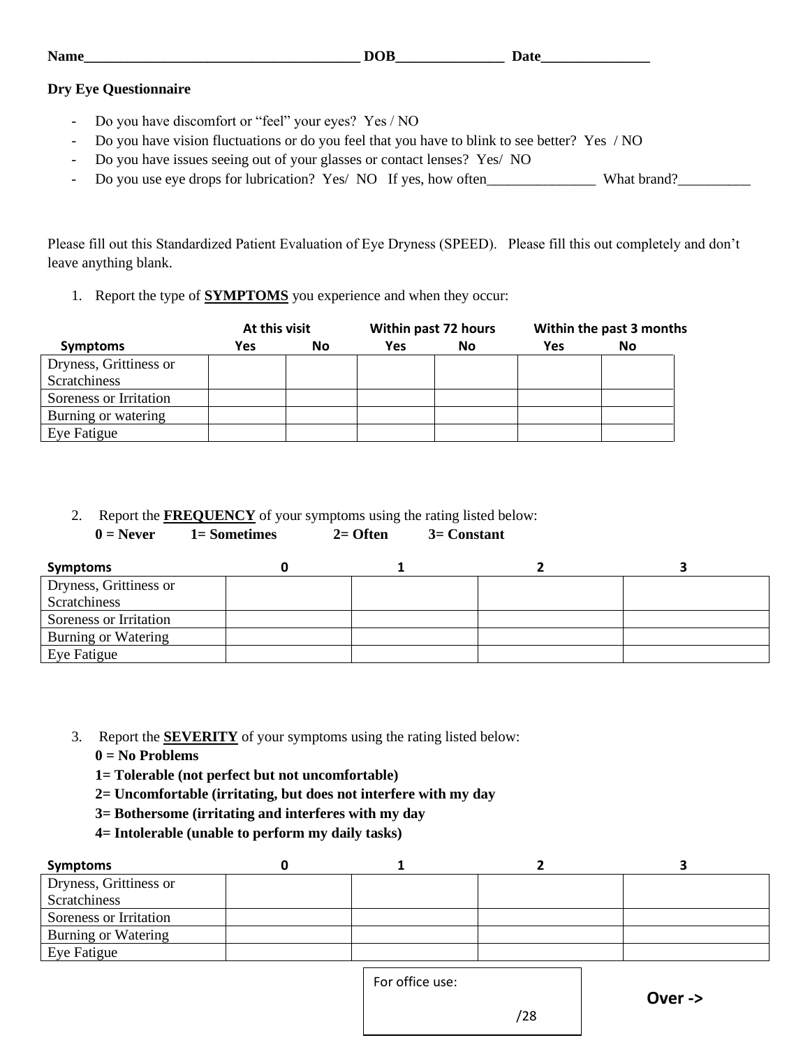**Name______________________________________ DOB_______________ Date_______________**

**Dry Eye Questionnaire**

- Do you have discomfort or "feel" your eyes? Yes / NO
- Do you have vision fluctuations or do you feel that you have to blink to see better? Yes / NO
- Do you have issues seeing out of your glasses or contact lenses? Yes/ NO
- Do you use eye drops for lubrication? Yes/ NO If yes, how often_______________ What brand?__________

Please fill out this Standardized Patient Evaluation of Eye Dryness (SPEED). Please fill this out completely and don't leave anything blank.

1. Report the type of **SYMPTOMS** you experience and when they occur:

| | At this visit | | Within past 72 hours | | Within the past 3 months | |
|---|---|---|---|---|---|---|
| **Symptoms** | **Yes** | **No** | **Yes** | **No** | **Yes** | **No** |
| Dryness, Grittiness or Scratchiness | | | | | | |
| Soreness or Irritation | | | | | | |
| Burning or watering | | | | | | |
| Eye Fatigue | | | | | | |

2. Report the **FREQUENCY** of your symptoms using the rating listed below:
   **0 = Never 1= Sometimes 2= Often 3= Constant**

| Symptoms | 0 | 1 | 2 | 3 |
|---|---|---|---|---|
| Dryness, Grittiness or Scratchiness | | | | |
| Soreness or Irritation | | | | |
| Burning or Watering | | | | |
| Eye Fatigue | | | | |

3. Report the **SEVERITY** of your symptoms using the rating listed below:
   **0 = No Problems**
   **1= Tolerable (not perfect but not uncomfortable)**
   **2= Uncomfortable (irritating, but does not interfere with my day**
   **3= Bothersome (irritating and interferes with my day**
   **4= Intolerable (unable to perform my daily tasks)**

| Symptoms | 0 | 1 | 2 | 3 |
|---|---|---|---|---|
| Dryness, Grittiness or Scratchiness | | | | |
| Soreness or Irritation | | | | |
| Burning or Watering | | | | |
| Eye Fatigue | | | | |

For office use:

/28

**Over ->**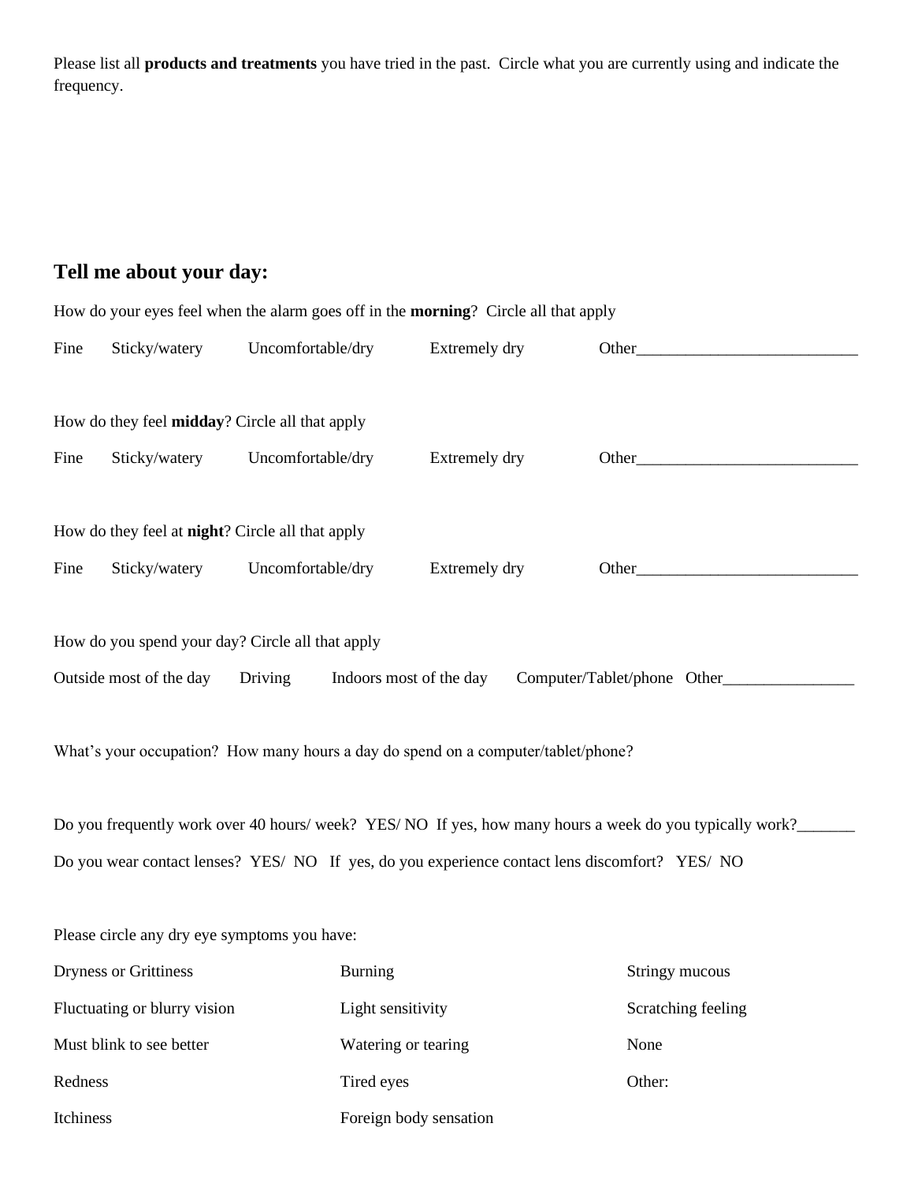Please list all **products and treatments** you have tried in the past. Circle what you are currently using and indicate the frequency.

## Tell me about your day:

How do your eyes feel when the alarm goes off in the **morning**? Circle all that apply

Fine  Sticky/watery  Uncomfortable/dry  Extremely dry  Other___________________________

How do they feel **midday**? Circle all that apply

Fine  Sticky/watery  Uncomfortable/dry  Extremely dry  Other___________________________

How do they feel at **night**? Circle all that apply

Fine  Sticky/watery  Uncomfortable/dry  Extremely dry  Other___________________________

How do you spend your day? Circle all that apply

Outside most of the day  Driving  Indoors most of the day  Computer/Tablet/phone  Other________________

What's your occupation? How many hours a day do spend on a computer/tablet/phone?

Do you frequently work over 40 hours/ week? YES/ NO If yes, how many hours a week do you typically work?_______

Do you wear contact lenses? YES/ NO If yes, do you experience contact lens discomfort? YES/ NO

Please circle any dry eye symptoms you have:

| | | |
|---|---|---|
| Dryness or Grittiness | Burning | Stringy mucous |
| Fluctuating or blurry vision | Light sensitivity | Scratching feeling |
| Must blink to see better | Watering or tearing | None |
| Redness | Tired eyes | Other: |
| Itchiness | Foreign body sensation | |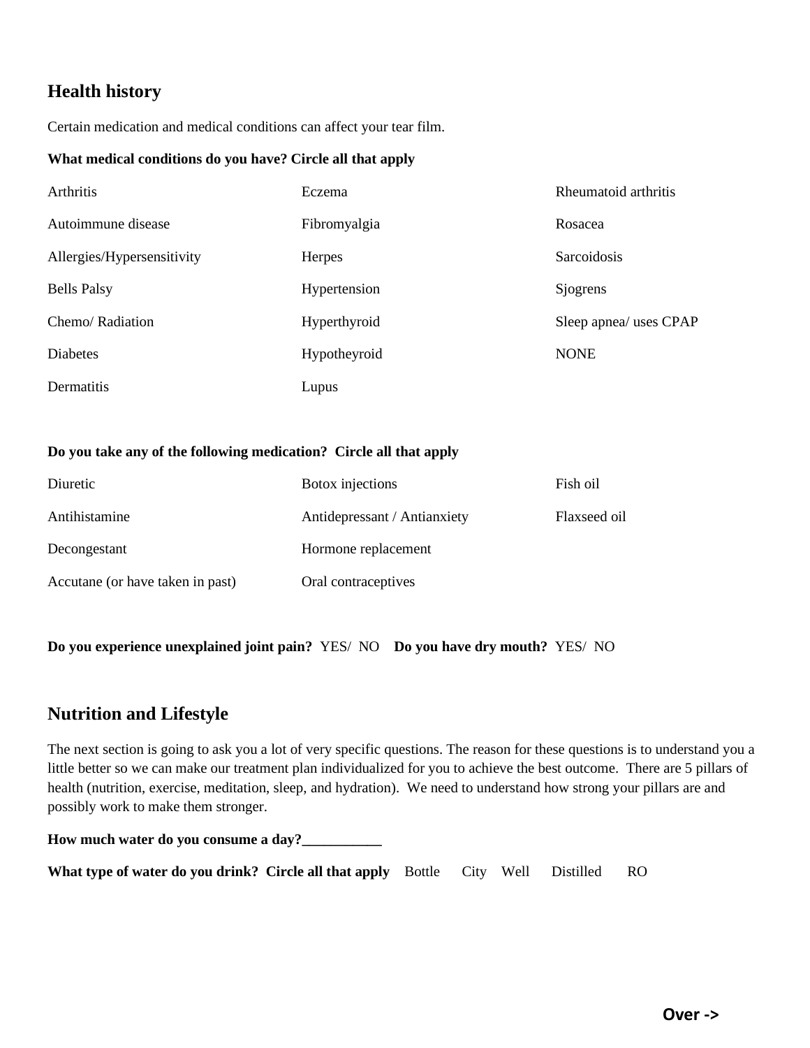## Health history

Certain medication and medical conditions can affect your tear film.

**What medical conditions do you have? Circle all that apply**

| | | |
|---|---|---|
| Arthritis | Eczema | Rheumatoid arthritis |
| Autoimmune disease | Fibromyalgia | Rosacea |
| Allergies/Hypersensitivity | Herpes | Sarcoidosis |
| Bells Palsy | Hypertension | Sjogrens |
| Chemo/ Radiation | Hyperthyroid | Sleep apnea/ uses CPAP |
| Diabetes | Hypotheyroid | NONE |
| Dermatitis | Lupus | |

**Do you take any of the following medication? Circle all that apply**

| | | |
|---|---|---|
| Diuretic | Botox injections | Fish oil |
| Antihistamine | Antidepressant / Antianxiety | Flaxseed oil |
| Decongestant | Hormone replacement | |
| Accutane (or have taken in past) | Oral contraceptives | |

**Do you experience unexplained joint pain?** YES/ NO **Do you have dry mouth?** YES/ NO

## Nutrition and Lifestyle

The next section is going to ask you a lot of very specific questions. The reason for these questions is to understand you a little better so we can make our treatment plan individualized for you to achieve the best outcome. There are 5 pillars of health (nutrition, exercise, meditation, sleep, and hydration). We need to understand how strong your pillars are and possibly work to make them stronger.

**How much water do you consume a day?___________**

**What type of water do you drink? Circle all that apply** Bottle City Well Distilled RO

**Over ->**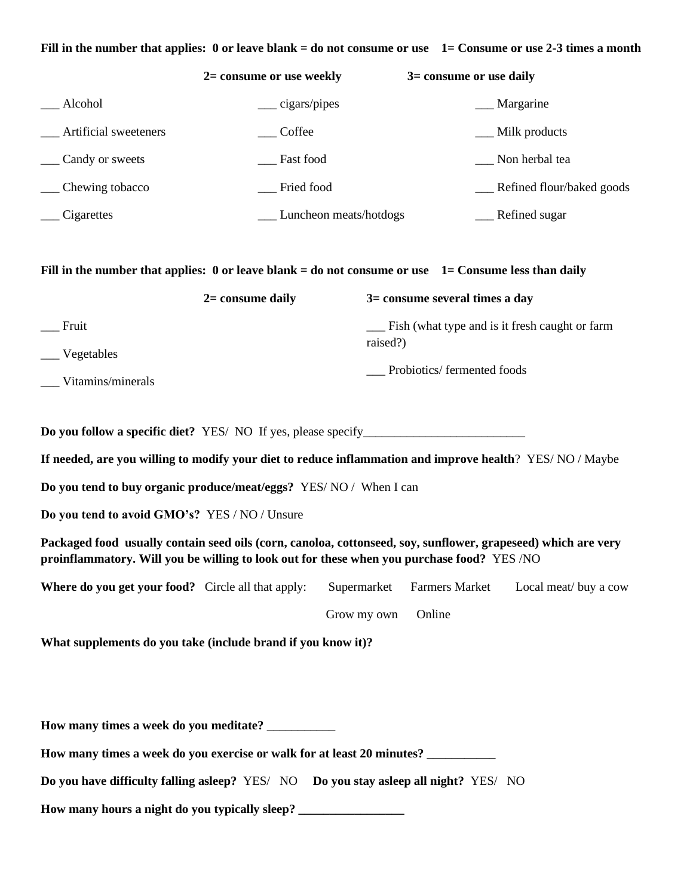**Fill in the number that applies: 0 or leave blank = do not consume or use  1= Consume or use 2-3 times a month**

**2= consume or use weekly   3= consume or use daily**

___ Alcohol

___ Artificial sweeteners

___ Candy or sweets

___ Chewing tobacco

___ Cigarettes

___ cigars/pipes

___ Coffee

___ Fast food

___ Fried food

___ Luncheon meats/hotdogs

___ Margarine

___ Milk products

___ Non herbal tea

___ Refined flour/baked goods

___ Refined sugar

**Fill in the number that applies: 0 or leave blank = do not consume or use  1= Consume less than daily**

**2= consume daily   3= consume several times a day**

___ Fruit

___ Vegetables

___ Vitamins/minerals

___ Fish (what type and is it fresh caught or farm raised?)

___ Probiotics/ fermented foods

**Do you follow a specific diet?** YES/ NO If yes, please specify__________________________

**If needed, are you willing to modify your diet to reduce inflammation and improve health**? YES/ NO / Maybe

**Do you tend to buy organic produce/meat/eggs?** YES/ NO / When I can

**Do you tend to avoid GMO's?** YES / NO / Unsure

**Packaged food usually contain seed oils (corn, canoloa, cottonseed, soy, sunflower, grapeseed) which are very proinflammatory. Will you be willing to look out for these when you purchase food?** YES /NO

**Where do you get your food?** Circle all that apply: Supermarket  Farmers Market  Local meat/ buy a cow  Grow my own  Online

**What supplements do you take (include brand if you know it)?**

**How many times a week do you meditate?** ___________

**How many times a week do you exercise or walk for at least 20 minutes? ___________**

**Do you have difficulty falling asleep?** YES/ NO  **Do you stay asleep all night?** YES/ NO

**How many hours a night do you typically sleep? _________________**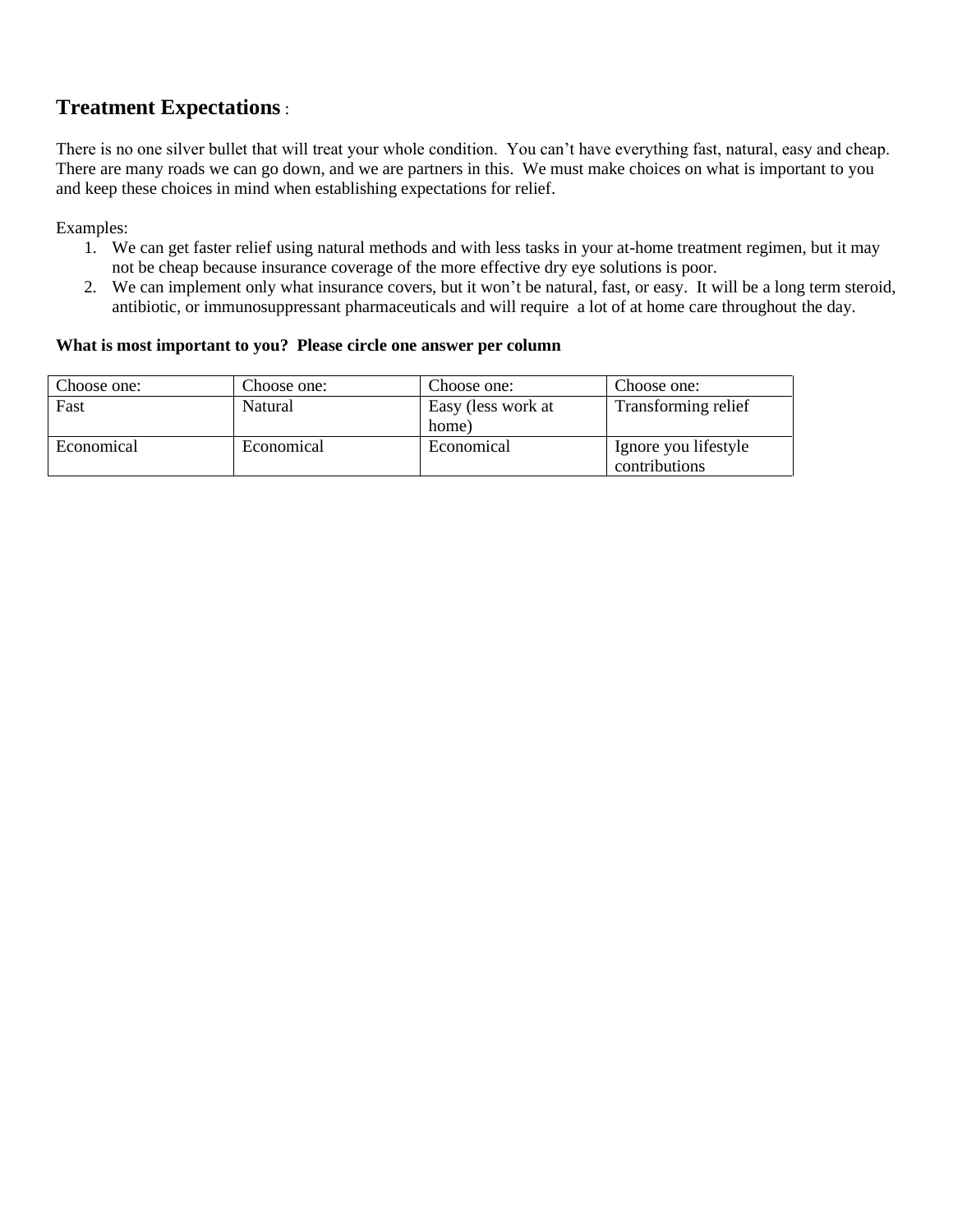## Treatment Expectations :

There is no one silver bullet that will treat your whole condition. You can't have everything fast, natural, easy and cheap. There are many roads we can go down, and we are partners in this. We must make choices on what is important to you and keep these choices in mind when establishing expectations for relief.

Examples:

1. We can get faster relief using natural methods and with less tasks in your at-home treatment regimen, but it may not be cheap because insurance coverage of the more effective dry eye solutions is poor.
2. We can implement only what insurance covers, but it won't be natural, fast, or easy. It will be a long term steroid, antibiotic, or immunosuppressant pharmaceuticals and will require a lot of at home care throughout the day.

**What is most important to you? Please circle one answer per column**

| Choose one: | Choose one: | Choose one: | Choose one: |
|---|---|---|---|
| Fast | Natural | Easy (less work at home) | Transforming relief |
| Economical | Economical | Economical | Ignore you lifestyle contributions |